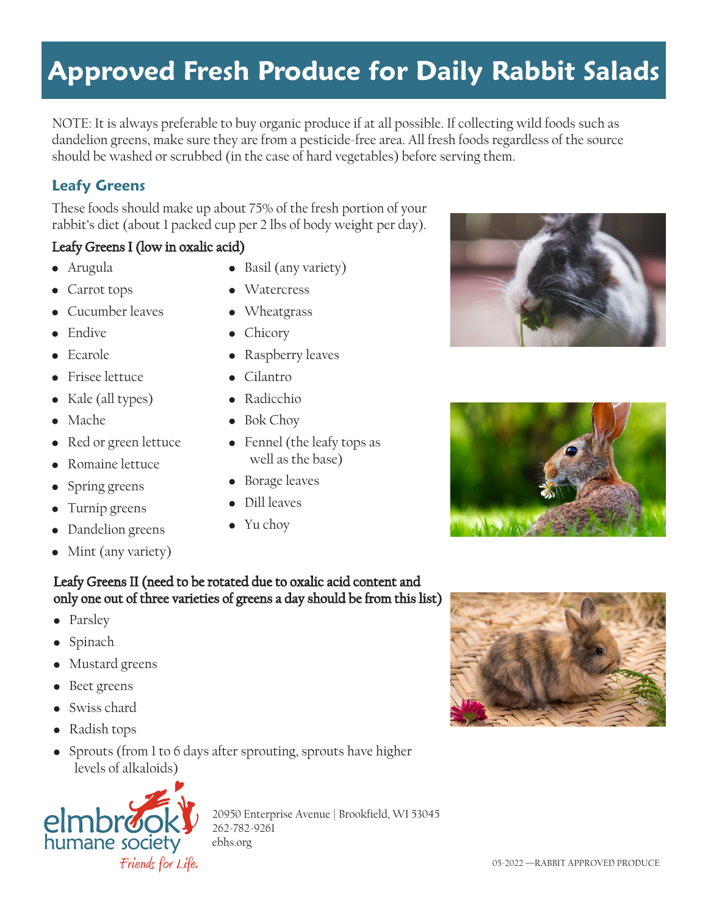# Approved Fresh Produce for Daily Rabbit Salads

NOTE: It is always preferable to buy organic produce if at all possible. If collecting wild foods such as dandelion greens, make sure they are from a pesticide-free area. All fresh foods regardless of the source should be washed or scrubbed (in the case of hard vegetables) before serving them.

## Leafy Greens

These foods should make up about 75% of the fresh portion of your rabbit's diet (about 1 packed cup per 2 lbs of body weight per day).

### Leafy Greens I (low in oxalic acid)

- Arugula
- Carrot tops
- Cucumber leaves
- Endive
- Ecarole
- Frisee lettuce
- Kale (all types)
- Mache
- Red or green lettuce
- Romaine lettuce
- Spring greens
- Turnip greens
- Dandelion greens
- Mint (any variety)
- Basil (any variety)
- Watercress
- Wheatgrass
- Chicory
- Raspberry leaves
- Cilantro
- Radicchio
- Bok Choy
- Fennel (the leafy tops as well as the base)
- Borage leaves
- Dill leaves
- Yu choy

### Leafy Greens II (need to be rotated due to oxalic acid content and only one out of three varieties of greens a day should be from this list)

- Parsley
- Spinach
- Mustard greens
- Beet greens
- Swiss chard
- Radish tops
- Sprouts (from 1 to 6 days after sprouting, sprouts have higher levels of alkaloids)

elmbrook humane society
Friends for Life.

20950 Enterprise Avenue | Brookfield, WI 53045
262-782-9261
ebhs.org

05-2022 —RABBIT APPROVED PRODUCE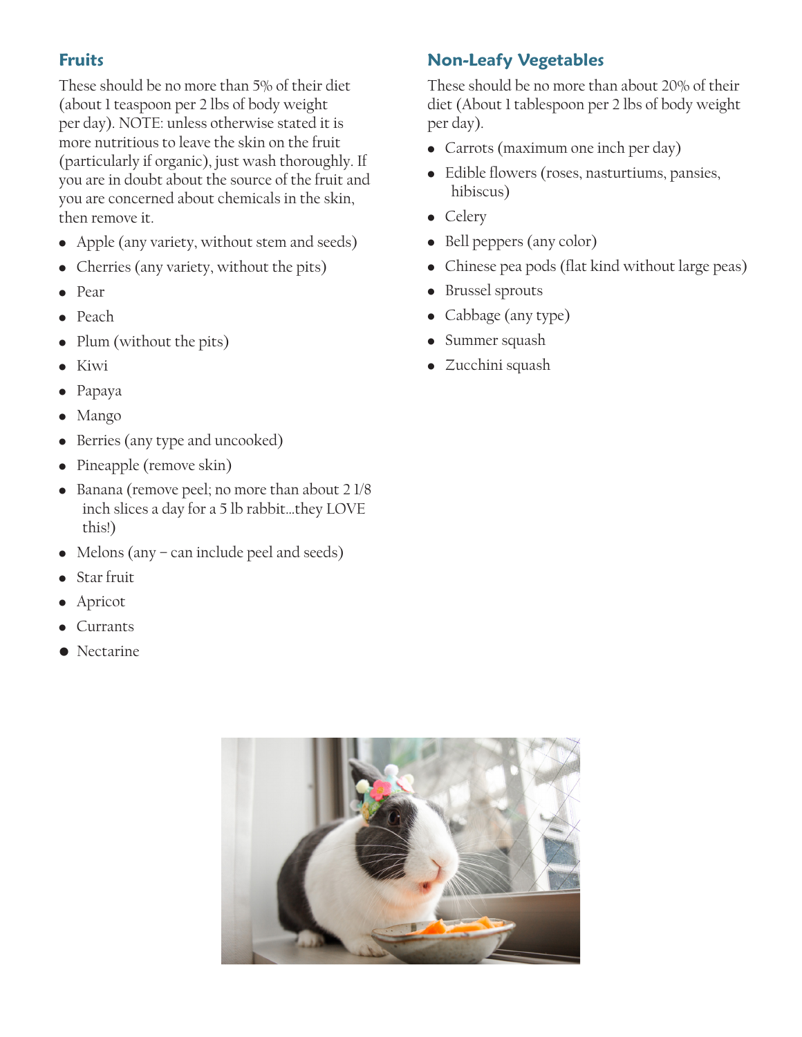## Fruits

These should be no more than 5% of their diet (about 1 teaspoon per 2 lbs of body weight per day). NOTE: unless otherwise stated it is more nutritious to leave the skin on the fruit (particularly if organic), just wash thoroughly. If you are in doubt about the source of the fruit and you are concerned about chemicals in the skin, then remove it.

- Apple (any variety, without stem and seeds)
- Cherries (any variety, without the pits)
- Pear
- Peach
- Plum (without the pits)
- Kiwi
- Papaya
- Mango
- Berries (any type and uncooked)
- Pineapple (remove skin)
- Banana (remove peel; no more than about 2 1/8 inch slices a day for a 5 lb rabbit...they LOVE this!)
- Melons (any – can include peel and seeds)
- Star fruit
- Apricot
- Currants
- Nectarine

## Non-Leafy Vegetables

These should be no more than about 20% of their diet (About 1 tablespoon per 2 lbs of body weight per day).

- Carrots (maximum one inch per day)
- Edible flowers (roses, nasturtiums, pansies, hibiscus)
- Celery
- Bell peppers (any color)
- Chinese pea pods (flat kind without large peas)
- Brussel sprouts
- Cabbage (any type)
- Summer squash
- Zucchini squash